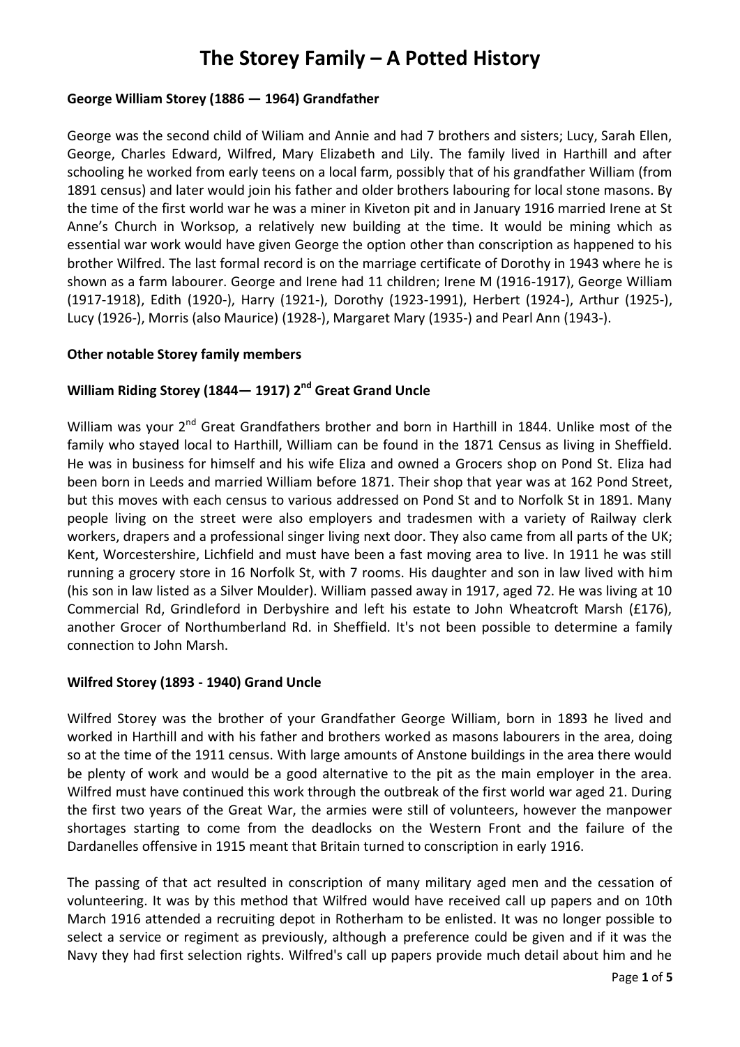# The Storey Family – A Potted History

**George William Storey (1886 — 1964) Grandfather**

George was the second child of Wiliam and Annie and had 7 brothers and sisters; Lucy, Sarah Ellen, George, Charles Edward, Wilfred, Mary Elizabeth and Lily. The family lived in Harthill and after schooling he worked from early teens on a local farm, possibly that of his grandfather William (from 1891 census) and later would join his father and older brothers labouring for local stone masons. By the time of the first world war he was a miner in Kiveton pit and in January 1916 married Irene at St Anne's Church in Worksop, a relatively new building at the time. It would be mining which as essential war work would have given George the option other than conscription as happened to his brother Wilfred. The last formal record is on the marriage certificate of Dorothy in 1943 where he is shown as a farm labourer. George and Irene had 11 children; Irene M (1916-1917), George William (1917-1918), Edith (1920-), Harry (1921-), Dorothy (1923-1991), Herbert (1924-), Arthur (1925-), Lucy (1926-), Morris (also Maurice) (1928-), Margaret Mary (1935-) and Pearl Ann (1943-).

**Other notable Storey family members**

**William Riding Storey (1844— 1917) 2nd Great Grand Uncle**

William was your 2nd Great Grandfathers brother and born in Harthill in 1844. Unlike most of the family who stayed local to Harthill, William can be found in the 1871 Census as living in Sheffield. He was in business for himself and his wife Eliza and owned a Grocers shop on Pond St. Eliza had been born in Leeds and married William before 1871. Their shop that year was at 162 Pond Street, but this moves with each census to various addressed on Pond St and to Norfolk St in 1891. Many people living on the street were also employers and tradesmen with a variety of Railway clerk workers, drapers and a professional singer living next door. They also came from all parts of the UK; Kent, Worcestershire, Lichfield and must have been a fast moving area to live. In 1911 he was still running a grocery store in 16 Norfolk St, with 7 rooms. His daughter and son in law lived with him (his son in law listed as a Silver Moulder). William passed away in 1917, aged 72. He was living at 10 Commercial Rd, Grindleford in Derbyshire and left his estate to John Wheatcroft Marsh (£176), another Grocer of Northumberland Rd. in Sheffield. It's not been possible to determine a family connection to John Marsh.

**Wilfred Storey (1893 - 1940) Grand Uncle**

Wilfred Storey was the brother of your Grandfather George William, born in 1893 he lived and worked in Harthill and with his father and brothers worked as masons labourers in the area, doing so at the time of the 1911 census. With large amounts of Anstone buildings in the area there would be plenty of work and would be a good alternative to the pit as the main employer in the area. Wilfred must have continued this work through the outbreak of the first world war aged 21. During the first two years of the Great War, the armies were still of volunteers, however the manpower shortages starting to come from the deadlocks on the Western Front and the failure of the Dardanelles offensive in 1915 meant that Britain turned to conscription in early 1916.

The passing of that act resulted in conscription of many military aged men and the cessation of volunteering. It was by this method that Wilfred would have received call up papers and on 10th March 1916 attended a recruiting depot in Rotherham to be enlisted. It was no longer possible to select a service or regiment as previously, although a preference could be given and if it was the Navy they had first selection rights. Wilfred's call up papers provide much detail about him and he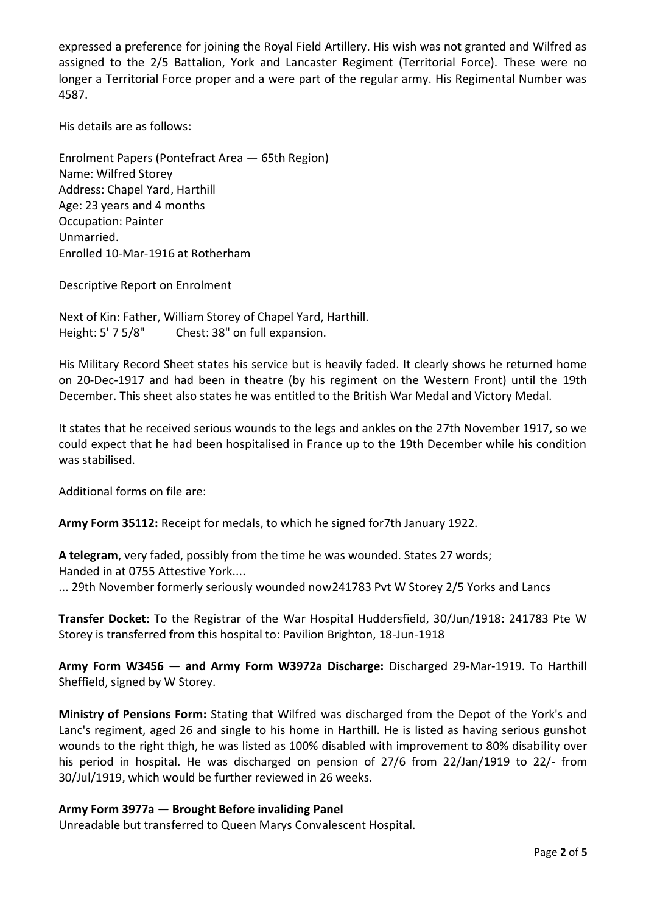expressed a preference for joining the Royal Field Artillery. His wish was not granted and Wilfred as assigned to the 2/5 Battalion, York and Lancaster Regiment (Territorial Force). These were no longer a Territorial Force proper and a were part of the regular army. His Regimental Number was 4587.

His details are as follows:

Enrolment Papers (Pontefract Area — 65th Region)
Name: Wilfred Storey
Address: Chapel Yard, Harthill
Age: 23 years and 4 months
Occupation: Painter
Unmarried.
Enrolled 10-Mar-1916 at Rotherham

Descriptive Report on Enrolment

Next of Kin: Father, William Storey of Chapel Yard, Harthill.
Height: 5' 7 5/8"  Chest: 38" on full expansion.

His Military Record Sheet states his service but is heavily faded. It clearly shows he returned home on 20-Dec-1917 and had been in theatre (by his regiment on the Western Front) until the 19th December. This sheet also states he was entitled to the British War Medal and Victory Medal.

It states that he received serious wounds to the legs and ankles on the 27th November 1917, so we could expect that he had been hospitalised in France up to the 19th December while his condition was stabilised.

Additional forms on file are:

**Army Form 35112:** Receipt for medals, to which he signed for7th January 1922.

**A telegram**, very faded, possibly from the time he was wounded. States 27 words;
Handed in at 0755 Attestive York....
... 29th November formerly seriously wounded now241783 Pvt W Storey 2/5 Yorks and Lancs

**Transfer Docket:** To the Registrar of the War Hospital Huddersfield, 30/Jun/1918: 241783 Pte W Storey is transferred from this hospital to: Pavilion Brighton, 18-Jun-1918

**Army Form W3456 — and Army Form W3972a Discharge:** Discharged 29-Mar-1919. To Harthill Sheffield, signed by W Storey.

**Ministry of Pensions Form:** Stating that Wilfred was discharged from the Depot of the York's and Lanc's regiment, aged 26 and single to his home in Harthill. He is listed as having serious gunshot wounds to the right thigh, he was listed as 100% disabled with improvement to 80% disability over his period in hospital. He was discharged on pension of 27/6 from 22/Jan/1919 to 22/- from 30/Jul/1919, which would be further reviewed in 26 weeks.

**Army Form 3977a — Brought Before invaliding Panel**
Unreadable but transferred to Queen Marys Convalescent Hospital.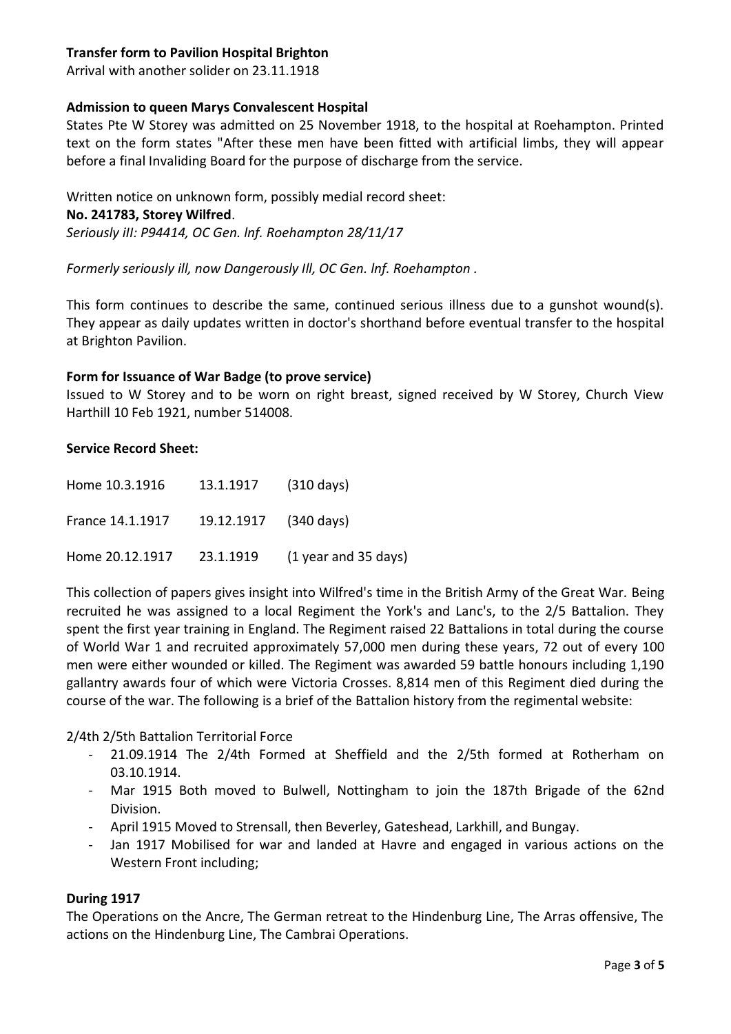**Transfer form to Pavilion Hospital Brighton**
Arrival with another solider on 23.11.1918

**Admission to queen Marys Convalescent Hospital**
States Pte W Storey was admitted on 25 November 1918, to the hospital at Roehampton. Printed text on the form states "After these men have been fitted with artificial limbs, they will appear before a final Invaliding Board for the purpose of discharge from the service.

Written notice on unknown form, possibly medial record sheet:
**No. 241783, Storey Wilfred**.
*Seriously ilI: P94414, OC Gen. lnf. Roehampton 28/11/17*

*Formerly seriously ill, now Dangerously Ill, OC Gen. lnf. Roehampton .*

This form continues to describe the same, continued serious illness due to a gunshot wound(s). They appear as daily updates written in doctor's shorthand before eventual transfer to the hospital at Brighton Pavilion.

**Form for Issuance of War Badge (to prove service)**
Issued to W Storey and to be worn on right breast, signed received by W Storey, Church View Harthill 10 Feb 1921, number 514008.

**Service Record Sheet:**

| | | |
|---|---|---|
| Home 10.3.1916 | 13.1.1917 | (310 days) |
| France 14.1.1917 | 19.12.1917 | (340 days) |
| Home 20.12.1917 | 23.1.1919 | (1 year and 35 days) |

This collection of papers gives insight into Wilfred's time in the British Army of the Great War. Being recruited he was assigned to a local Regiment the York's and Lanc's, to the 2/5 Battalion. They spent the first year training in England. The Regiment raised 22 Battalions in total during the course of World War 1 and recruited approximately 57,000 men during these years, 72 out of every 100 men were either wounded or killed. The Regiment was awarded 59 battle honours including 1,190 gallantry awards four of which were Victoria Crosses. 8,814 men of this Regiment died during the course of the war. The following is a brief of the Battalion history from the regimental website:

2/4th 2/5th Battalion Territorial Force

- 21.09.1914 The 2/4th Formed at Sheffield and the 2/5th formed at Rotherham on 03.10.1914.
- Mar 1915 Both moved to Bulwell, Nottingham to join the 187th Brigade of the 62nd Division.
- April 1915 Moved to Strensall, then Beverley, Gateshead, Larkhill, and Bungay.
- Jan 1917 Mobilised for war and landed at Havre and engaged in various actions on the Western Front including;

**During 1917**
The Operations on the Ancre, The German retreat to the Hindenburg Line, The Arras offensive, The actions on the Hindenburg Line, The Cambrai Operations.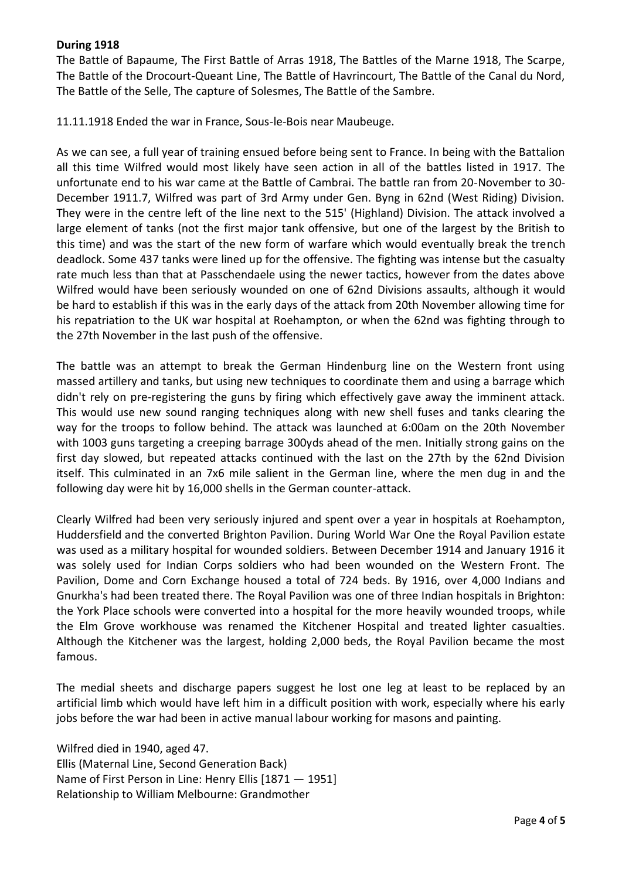**During 1918**

The Battle of Bapaume, The First Battle of Arras 1918, The Battles of the Marne 1918, The Scarpe, The Battle of the Drocourt-Queant Line, The Battle of Havrincourt, The Battle of the Canal du Nord, The Battle of the Selle, The capture of Solesmes, The Battle of the Sambre.

11.11.1918 Ended the war in France, Sous-le-Bois near Maubeuge.

As we can see, a full year of training ensued before being sent to France. In being with the Battalion all this time Wilfred would most likely have seen action in all of the battles listed in 1917. The unfortunate end to his war came at the Battle of Cambrai. The battle ran from 20-November to 30-December 1911.7, Wilfred was part of 3rd Army under Gen. Byng in 62nd (West Riding) Division. They were in the centre left of the line next to the 515' (Highland) Division. The attack involved a large element of tanks (not the first major tank offensive, but one of the largest by the British to this time) and was the start of the new form of warfare which would eventually break the trench deadlock. Some 437 tanks were lined up for the offensive. The fighting was intense but the casualty rate much less than that at Passchendaele using the newer tactics, however from the dates above Wilfred would have been seriously wounded on one of 62nd Divisions assaults, although it would be hard to establish if this was in the early days of the attack from 20th November allowing time for his repatriation to the UK war hospital at Roehampton, or when the 62nd was fighting through to the 27th November in the last push of the offensive.

The battle was an attempt to break the German Hindenburg line on the Western front using massed artillery and tanks, but using new techniques to coordinate them and using a barrage which didn't rely on pre-registering the guns by firing which effectively gave away the imminent attack. This would use new sound ranging techniques along with new shell fuses and tanks clearing the way for the troops to follow behind. The attack was launched at 6:00am on the 20th November with 1003 guns targeting a creeping barrage 300yds ahead of the men. Initially strong gains on the first day slowed, but repeated attacks continued with the last on the 27th by the 62nd Division itself. This culminated in an 7x6 mile salient in the German line, where the men dug in and the following day were hit by 16,000 shells in the German counter-attack.

Clearly Wilfred had been very seriously injured and spent over a year in hospitals at Roehampton, Huddersfield and the converted Brighton Pavilion. During World War One the Royal Pavilion estate was used as a military hospital for wounded soldiers. Between December 1914 and January 1916 it was solely used for Indian Corps soldiers who had been wounded on the Western Front. The Pavilion, Dome and Corn Exchange housed a total of 724 beds. By 1916, over 4,000 Indians and Gnurkha's had been treated there. The Royal Pavilion was one of three Indian hospitals in Brighton: the York Place schools were converted into a hospital for the more heavily wounded troops, while the Elm Grove workhouse was renamed the Kitchener Hospital and treated lighter casualties. Although the Kitchener was the largest, holding 2,000 beds, the Royal Pavilion became the most famous.

The medial sheets and discharge papers suggest he lost one leg at least to be replaced by an artificial limb which would have left him in a difficult position with work, especially where his early jobs before the war had been in active manual labour working for masons and painting.

Wilfred died in 1940, aged 47.
Ellis (Maternal Line, Second Generation Back)
Name of First Person in Line: Henry Ellis [1871 — 1951]
Relationship to William Melbourne: Grandmother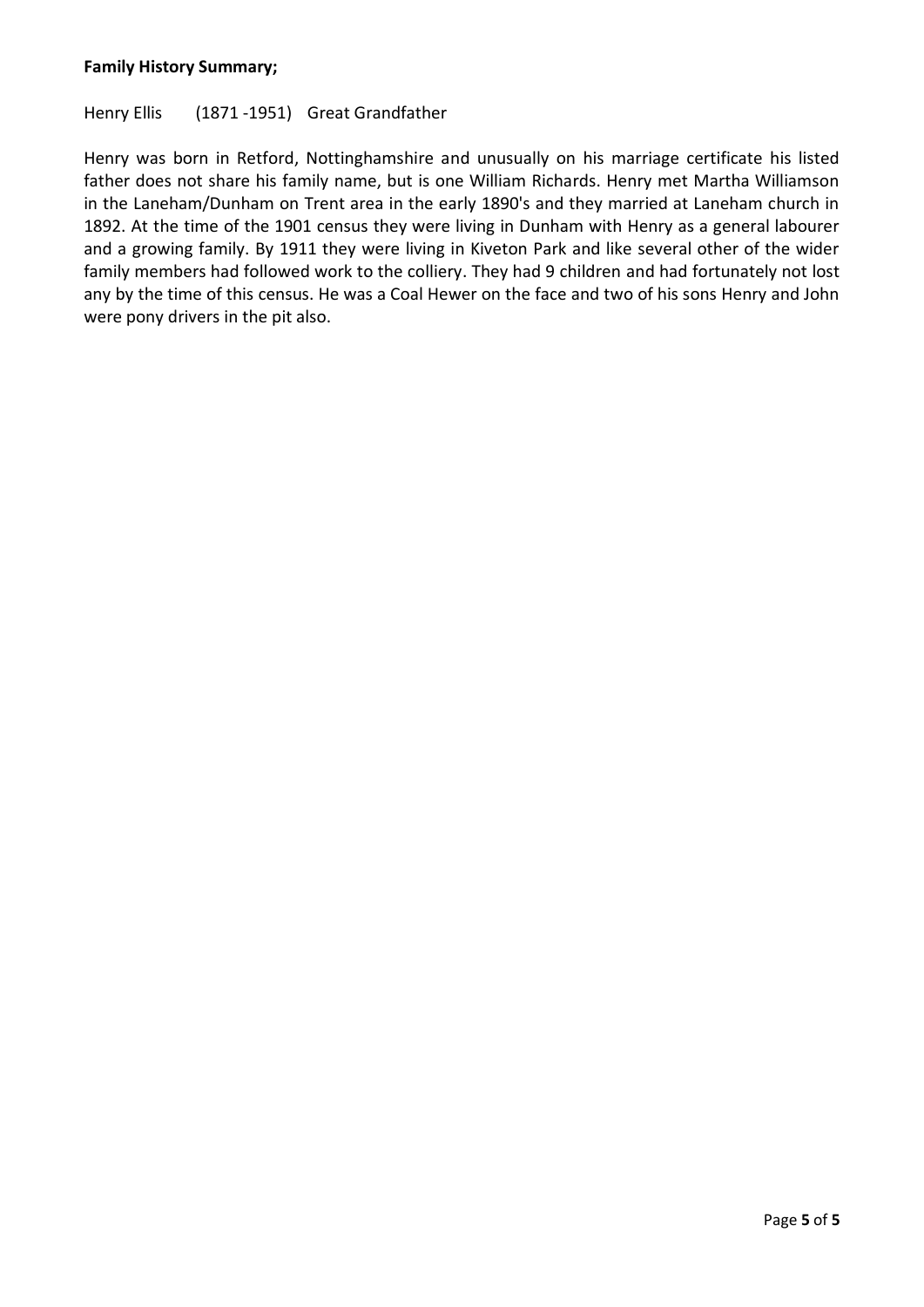**Family History Summary;**

Henry Ellis (1871 -1951) Great Grandfather

Henry was born in Retford, Nottinghamshire and unusually on his marriage certificate his listed father does not share his family name, but is one William Richards. Henry met Martha Williamson in the Laneham/Dunham on Trent area in the early 1890's and they married at Laneham church in 1892. At the time of the 1901 census they were living in Dunham with Henry as a general labourer and a growing family. By 1911 they were living in Kiveton Park and like several other of the wider family members had followed work to the colliery. They had 9 children and had fortunately not lost any by the time of this census. He was a Coal Hewer on the face and two of his sons Henry and John were pony drivers in the pit also.